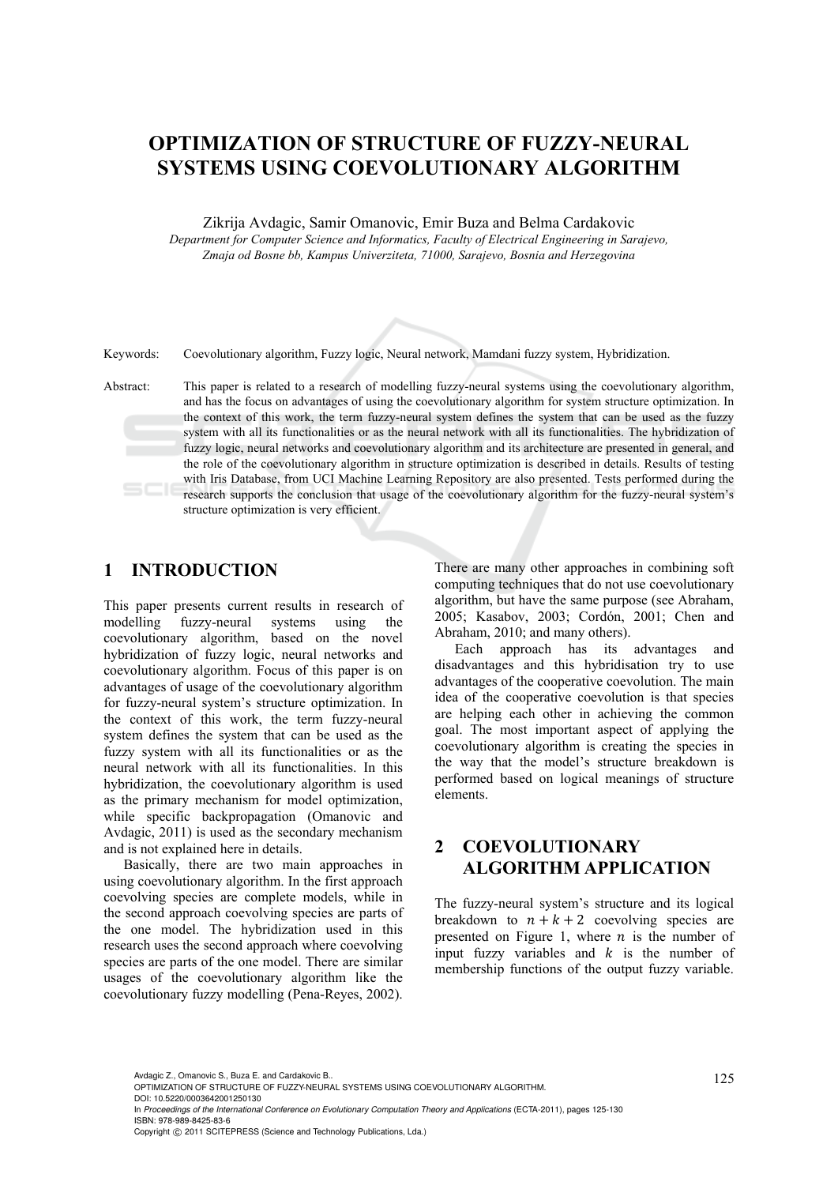# OPTIMIZATION OF STRUCTURE OF FUZZY-NEURAL SYSTEMS USING COEVOLUTIONARY ALGORITHM

Zikrija Avdagic, Samir Omanovic, Emir Buza and Belma Cardakovic

*Department for Computer Science and Informatics, Faculty of Electrical Engineering in Sarajevo, Zmaja od Bosne bb, Kampus Univerziteta, 71000, Sarajevo, Bosnia and Herzegovina*

Keywords: Coevolutionary algorithm, Fuzzy logic, Neural network, Mamdani fuzzy system, Hybridization.

Abstract: This paper is related to a research of modelling fuzzy-neural systems using the coevolutionary algorithm, and has the focus on advantages of using the coevolutionary algorithm for system structure optimization. In the context of this work, the term fuzzy-neural system defines the system that can be used as the fuzzy system with all its functionalities or as the neural network with all its functionalities. The hybridization of fuzzy logic, neural networks and coevolutionary algorithm and its architecture are presented in general, and the role of the coevolutionary algorithm in structure optimization is described in details. Results of testing with Iris Database, from UCI Machine Learning Repository are also presented. Tests performed during the research supports the conclusion that usage of the coevolutionary algorithm for the fuzzy-neural system's structure optimization is very efficient.

## 1 INTRODUCTION

This paper presents current results in research of modelling fuzzy-neural systems using the coevolutionary algorithm, based on the novel hybridization of fuzzy logic, neural networks and coevolutionary algorithm. Focus of this paper is on advantages of usage of the coevolutionary algorithm for fuzzy-neural system's structure optimization. In the context of this work, the term fuzzy-neural system defines the system that can be used as the fuzzy system with all its functionalities or as the neural network with all its functionalities. In this hybridization, the coevolutionary algorithm is used as the primary mechanism for model optimization, while specific backpropagation (Omanovic and Avdagic, 2011) is used as the secondary mechanism and is not explained here in details.

Basically, there are two main approaches in using coevolutionary algorithm. In the first approach coevolving species are complete models, while in the second approach coevolving species are parts of the one model. The hybridization used in this research uses the second approach where coevolving species are parts of the one model. There are similar usages of the coevolutionary algorithm like the coevolutionary fuzzy modelling (Pena-Reyes, 2002). There are many other approaches in combining soft computing techniques that do not use coevolutionary algorithm, but have the same purpose (see Abraham, 2005; Kasabov, 2003; Cordón, 2001; Chen and Abraham, 2010; and many others).

Each approach has its advantages and disadvantages and this hybridisation try to use advantages of the cooperative coevolution. The main idea of the cooperative coevolution is that species are helping each other in achieving the common goal. The most important aspect of applying the coevolutionary algorithm is creating the species in the way that the model's structure breakdown is performed based on logical meanings of structure elements.

## 2 COEVOLUTIONARY ALGORITHM APPLICATION

The fuzzy-neural system's structure and its logical breakdown to $n + k + 2$ coevolving species are presented on Figure 1, where $n$ is the number of input fuzzy variables and $k$ is the number of membership functions of the output fuzzy variable.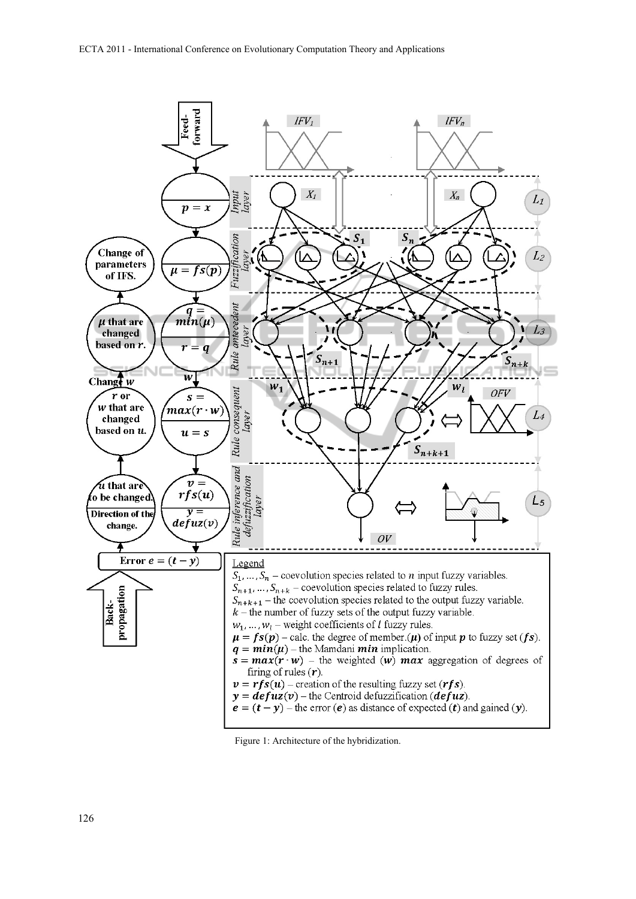**Legend**

$S_1, \dots, S_n$ – coevolution species related to $n$ input fuzzy variables.

$S_{n+1}, \dots, S_{n+k}$ – coevolution species related to fuzzy rules.

$S_{n+k+1}$ – the coevolution species related to the output fuzzy variable.

$k$ – the number of fuzzy sets of the output fuzzy variable.

$w_1, \dots, w_l$ – weight coefficients of $l$ fuzzy rules.

$\boldsymbol{\mu} = \boldsymbol{fs}(\boldsymbol{p})$ – calc. the degree of member.($\boldsymbol{\mu}$) of input $\boldsymbol{p}$ to fuzzy set ($\boldsymbol{fs}$).

$\boldsymbol{q} = \boldsymbol{min}(\boldsymbol{\mu})$ – the Mamdani $\boldsymbol{min}$ implication.

$\boldsymbol{s} = \boldsymbol{max}(\boldsymbol{r} \cdot \boldsymbol{w})$ – the weighted ($\boldsymbol{w}$) $\boldsymbol{max}$ aggregation of degrees of firing of rules ($\boldsymbol{r}$).

$\boldsymbol{v} = \boldsymbol{rfs}(\boldsymbol{u})$ – creation of the resulting fuzzy set ($\boldsymbol{rfs}$).

$\boldsymbol{y} = \boldsymbol{defuz}(\boldsymbol{v})$ – the Centroid defuzzification ($\boldsymbol{defuz}$).

$\boldsymbol{e} = (\boldsymbol{t} - \boldsymbol{y})$ – the error ($\boldsymbol{e}$) as distance of expected ($\boldsymbol{t}$) and gained ($\boldsymbol{y}$).

Figure 1: Architecture of the hybridization.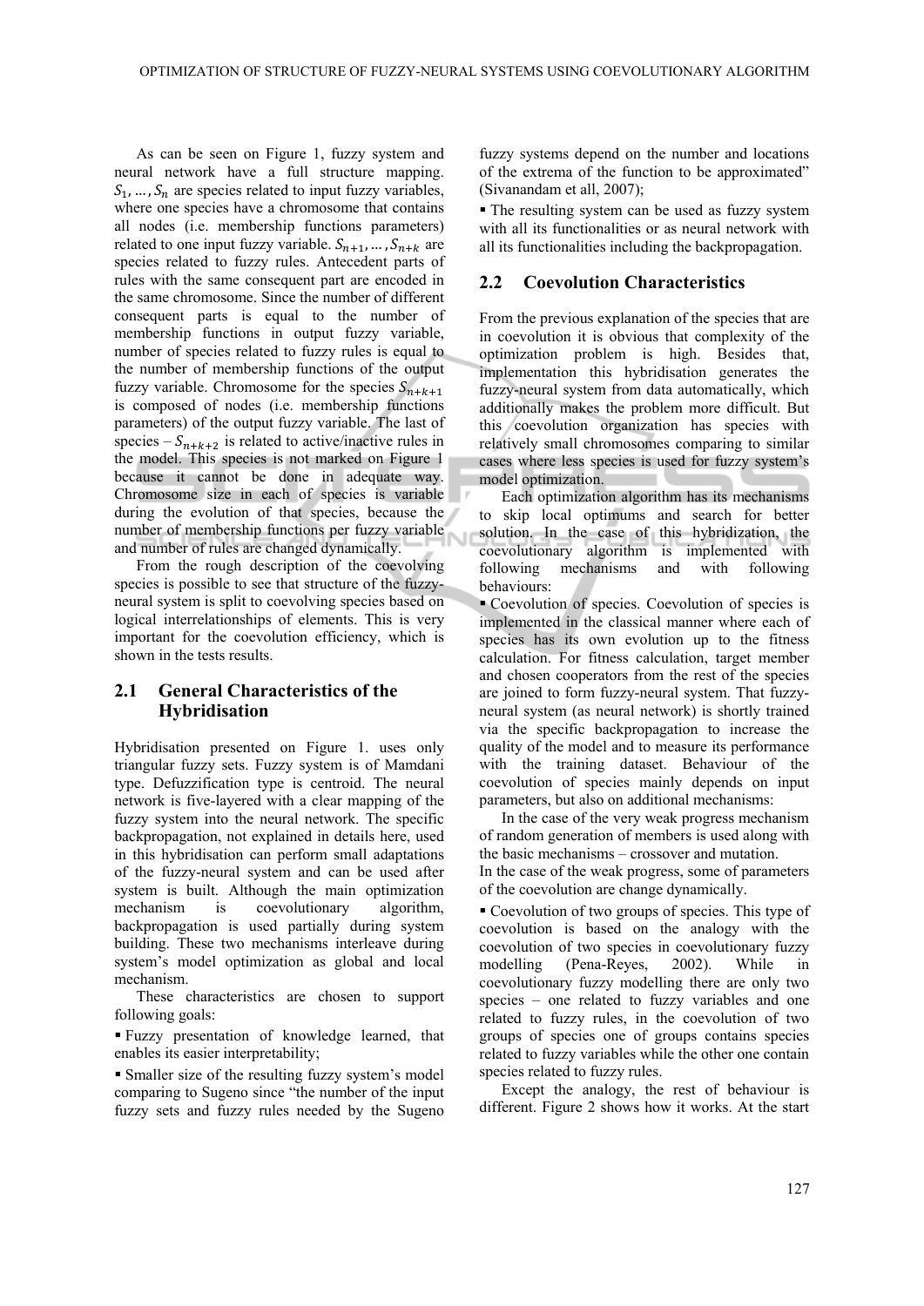As can be seen on Figure 1, fuzzy system and neural network have a full structure mapping. $S_1, \ldots, S_n$ are species related to input fuzzy variables, where one species have a chromosome that contains all nodes (i.e. membership functions parameters) related to one input fuzzy variable. $S_{n+1}, \ldots, S_{n+k}$ are species related to fuzzy rules. Antecedent parts of rules with the same consequent part are encoded in the same chromosome. Since the number of different consequent parts is equal to the number of membership functions in output fuzzy variable, number of species related to fuzzy rules is equal to the number of membership functions of the output fuzzy variable. Chromosome for the species $S_{n+k+1}$ is composed of nodes (i.e. membership functions parameters) of the output fuzzy variable. The last of species – $S_{n+k+2}$ is related to active/inactive rules in the model. This species is not marked on Figure 1 because it cannot be done in adequate way. Chromosome size in each of species is variable during the evolution of that species, because the number of membership functions per fuzzy variable and number of rules are changed dynamically.

From the rough description of the coevolving species is possible to see that structure of the fuzzy-neural system is split to coevolving species based on logical interrelationships of elements. This is very important for the coevolution efficiency, which is shown in the tests results.

## 2.1 General Characteristics of the Hybridisation

Hybridisation presented on Figure 1. uses only triangular fuzzy sets. Fuzzy system is of Mamdani type. Defuzzification type is centroid. The neural network is five-layered with a clear mapping of the fuzzy system into the neural network. The specific backpropagation, not explained in details here, used in this hybridisation can perform small adaptations of the fuzzy-neural system and can be used after system is built. Although the main optimization mechanism is coevolutionary algorithm, backpropagation is used partially during system building. These two mechanisms interleave during system's model optimization as global and local mechanism.

These characteristics are chosen to support following goals:

- Fuzzy presentation of knowledge learned, that enables its easier interpretability;
- Smaller size of the resulting fuzzy system's model comparing to Sugeno since "the number of the input fuzzy sets and fuzzy rules needed by the Sugeno fuzzy systems depend on the number and locations of the extrema of the function to be approximated" (Sivanandam et all, 2007);
- The resulting system can be used as fuzzy system with all its functionalities or as neural network with all its functionalities including the backpropagation.

## 2.2 Coevolution Characteristics

From the previous explanation of the species that are in coevolution it is obvious that complexity of the optimization problem is high. Besides that, implementation this hybridisation generates the fuzzy-neural system from data automatically, which additionally makes the problem more difficult. But this coevolution organization has species with relatively small chromosomes comparing to similar cases where less species is used for fuzzy system's model optimization.

Each optimization algorithm has its mechanisms to skip local optimums and search for better solution. In the case of this hybridization, the coevolutionary algorithm is implemented with following mechanisms and with following behaviours:

- Coevolution of species. Coevolution of species is implemented in the classical manner where each of species has its own evolution up to the fitness calculation. For fitness calculation, target member and chosen cooperators from the rest of the species are joined to form fuzzy-neural system. That fuzzy-neural system (as neural network) is shortly trained via the specific backpropagation to increase the quality of the model and to measure its performance with the training dataset. Behaviour of the coevolution of species mainly depends on input parameters, but also on additional mechanisms:

In the case of the very weak progress mechanism of random generation of members is used along with the basic mechanisms – crossover and mutation.
In the case of the weak progress, some of parameters of the coevolution are change dynamically.

- Coevolution of two groups of species. This type of coevolution is based on the analogy with the coevolution of two species in coevolutionary fuzzy modelling (Pena-Reyes, 2002). While in coevolutionary fuzzy modelling there are only two species – one related to fuzzy variables and one related to fuzzy rules, in the coevolution of two groups of species one of groups contains species related to fuzzy variables while the other one contain species related to fuzzy rules.

Except the analogy, the rest of behaviour is different. Figure 2 shows how it works. At the start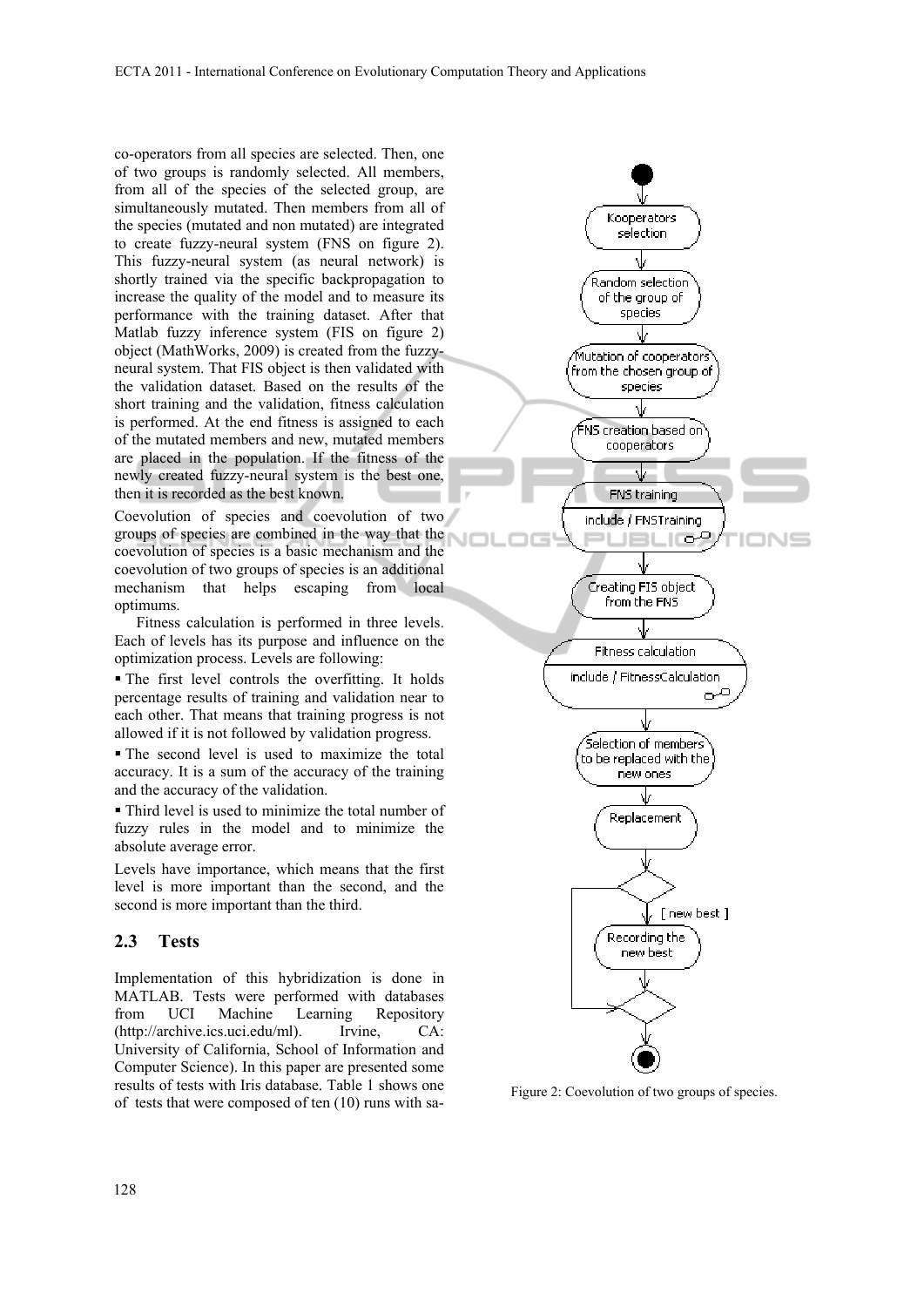co-operators from all species are selected. Then, one of two groups is randomly selected. All members, from all of the species of the selected group, are simultaneously mutated. Then members from all of the species (mutated and non mutated) are integrated to create fuzzy-neural system (FNS on figure 2). This fuzzy-neural system (as neural network) is shortly trained via the specific backpropagation to increase the quality of the model and to measure its performance with the training dataset. After that Matlab fuzzy inference system (FIS on figure 2) object (MathWorks, 2009) is created from the fuzzy-neural system. That FIS object is then validated with the validation dataset. Based on the results of the short training and the validation, fitness calculation is performed. At the end fitness is assigned to each of the mutated members and new, mutated members are placed in the population. If the fitness of the newly created fuzzy-neural system is the best one, then it is recorded as the best known.

Coevolution of species and coevolution of two groups of species are combined in the way that the coevolution of species is a basic mechanism and the coevolution of two groups of species is an additional mechanism that helps escaping from local optimums.

Fitness calculation is performed in three levels. Each of levels has its purpose and influence on the optimization process. Levels are following:

- The first level controls the overfitting. It holds percentage results of training and validation near to each other. That means that training progress is not allowed if it is not followed by validation progress.
- The second level is used to maximize the total accuracy. It is a sum of the accuracy of the training and the accuracy of the validation.
- Third level is used to minimize the total number of fuzzy rules in the model and to minimize the absolute average error.

Levels have importance, which means that the first level is more important than the second, and the second is more important than the third.

### 2.3 Tests

Implementation of this hybridization is done in MATLAB. Tests were performed with databases from UCI Machine Learning Repository (http://archive.ics.uci.edu/ml). Irvine, CA: University of California, School of Information and Computer Science). In this paper are presented some results of tests with Iris database. Table 1 shows one of tests that were composed of ten (10) runs with sa-

Figure 2: Coevolution of two groups of species.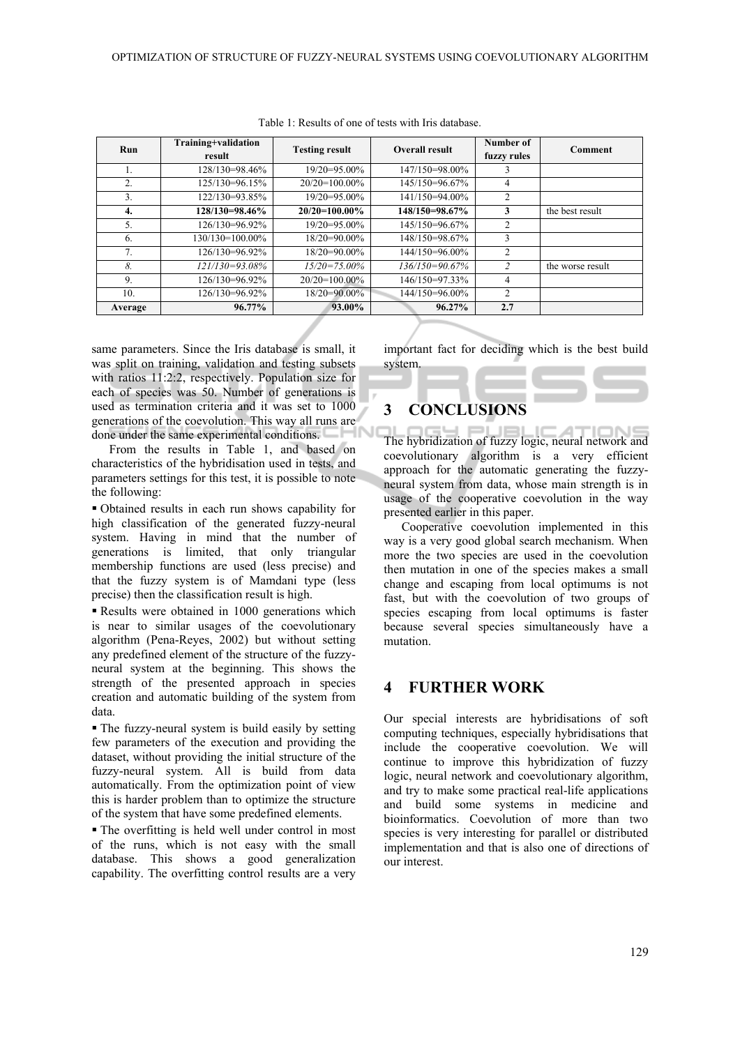Table 1: Results of one of tests with Iris database.

| Run | Training+validation result | Testing result | Overall result | Number of fuzzy rules | Comment |
|---|---|---|---|---|---|
| 1. | 128/130=98.46% | 19/20=95.00% | 147/150=98.00% | 3 | |
| 2. | 125/130=96.15% | 20/20=100.00% | 145/150=96.67% | 4 | |
| 3. | 122/130=93.85% | 19/20=95.00% | 141/150=94.00% | 2 | |
| **4.** | **128/130=98.46%** | **20/20=100.00%** | **148/150=98.67%** | **3** | the best result |
| 5. | 126/130=96.92% | 19/20=95.00% | 145/150=96.67% | 2 | |
| 6. | 130/130=100.00% | 18/20=90.00% | 148/150=98.67% | 3 | |
| 7. | 126/130=96.92% | 18/20=90.00% | 144/150=96.00% | 2 | |
| *8.* | *121/130=93.08%* | *15/20=75.00%* | *136/150=90.67%* | *2* | the worse result |
| 9. | 126/130=96.92% | 20/20=100.00% | 146/150=97.33% | 4 | |
| 10. | 126/130=96.92% | 18/20=90.00% | 144/150=96.00% | 2 | |
| **Average** | **96.77%** | **93.00%** | **96.27%** | **2.7** | |

same parameters. Since the Iris database is small, it was split on training, validation and testing subsets with ratios 11:2:2, respectively. Population size for each of species was 50. Number of generations is used as termination criteria and it was set to 1000 generations of the coevolution. This way all runs are done under the same experimental conditions.

From the results in Table 1, and based on characteristics of the hybridisation used in tests, and parameters settings for this test, it is possible to note the following:

- Obtained results in each run shows capability for high classification of the generated fuzzy-neural system. Having in mind that the number of generations is limited, that only triangular membership functions are used (less precise) and that the fuzzy system is of Mamdani type (less precise) then the classification result is high.
- Results were obtained in 1000 generations which is near to similar usages of the coevolutionary algorithm (Pena-Reyes, 2002) but without setting any predefined element of the structure of the fuzzy-neural system at the beginning. This shows the strength of the presented approach in species creation and automatic building of the system from data.
- The fuzzy-neural system is build easily by setting few parameters of the execution and providing the dataset, without providing the initial structure of the fuzzy-neural system. All is build from data automatically. From the optimization point of view this is harder problem than to optimize the structure of the system that have some predefined elements.
- The overfitting is held well under control in most of the runs, which is not easy with the small database. This shows a good generalization capability. The overfitting control results are a very important fact for deciding which is the best build system.

## 3 CONCLUSIONS

The hybridization of fuzzy logic, neural network and coevolutionary algorithm is a very efficient approach for the automatic generating the fuzzy-neural system from data, whose main strength is in usage of the cooperative coevolution in the way presented earlier in this paper.

Cooperative coevolution implemented in this way is a very good global search mechanism. When more the two species are used in the coevolution then mutation in one of the species makes a small change and escaping from local optimums is not fast, but with the coevolution of two groups of species escaping from local optimums is faster because several species simultaneously have a mutation.

## 4 FURTHER WORK

Our special interests are hybridisations of soft computing techniques, especially hybridisations that include the cooperative coevolution. We will continue to improve this hybridization of fuzzy logic, neural network and coevolutionary algorithm, and try to make some practical real-life applications and build some systems in medicine and bioinformatics. Coevolution of more than two species is very interesting for parallel or distributed implementation and that is also one of directions of our interest.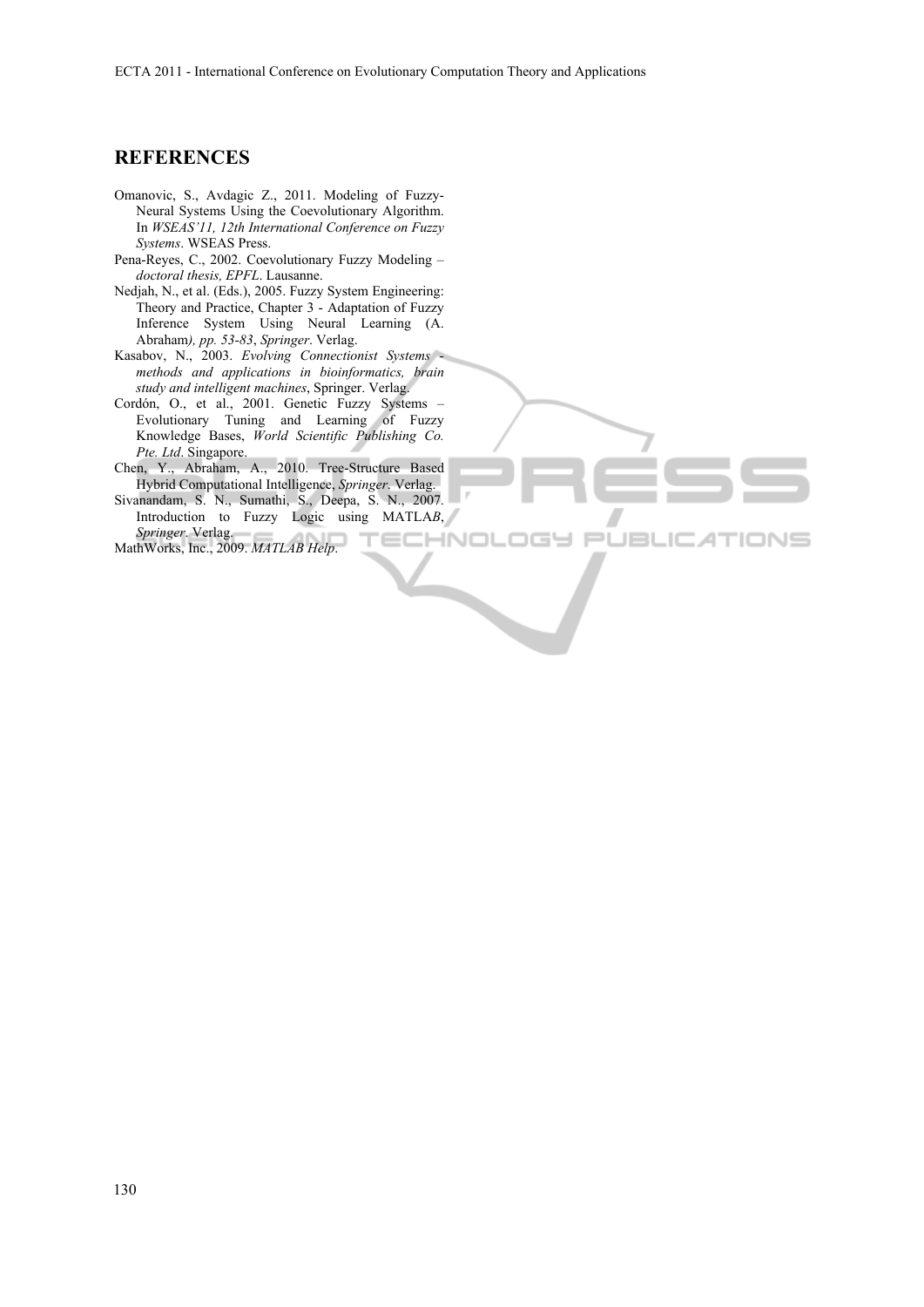## REFERENCES

Omanovic, S., Avdagic Z., 2011. Modeling of Fuzzy-Neural Systems Using the Coevolutionary Algorithm. In *WSEAS'11, 12th International Conference on Fuzzy Systems*. WSEAS Press.

Pena-Reyes, C., 2002. Coevolutionary Fuzzy Modeling – *doctoral thesis, EPFL*. Lausanne.

Nedjah, N., et al. (Eds.), 2005. Fuzzy System Engineering: Theory and Practice, Chapter 3 - Adaptation of Fuzzy Inference System Using Neural Learning (A. Abraham*), pp. 53-83*, *Springer*. Verlag.

Kasabov, N., 2003. *Evolving Connectionist Systems - methods and applications in bioinformatics, brain study and intelligent machines*, Springer. Verlag.

Cordón, O., et al., 2001. Genetic Fuzzy Systems – Evolutionary Tuning and Learning of Fuzzy Knowledge Bases, *World Scientific Publishing Co. Pte. Ltd*. Singapore.

Chen, Y., Abraham, A., 2010. Tree-Structure Based Hybrid Computational Intelligence, *Springer*. Verlag.

Sivanandam, S. N., Sumathi, S., Deepa, S. N., 2007. Introduction to Fuzzy Logic using MATLA*B*, *Springer*. Verlag.

MathWorks, Inc., 2009. *MATLAB Help*.